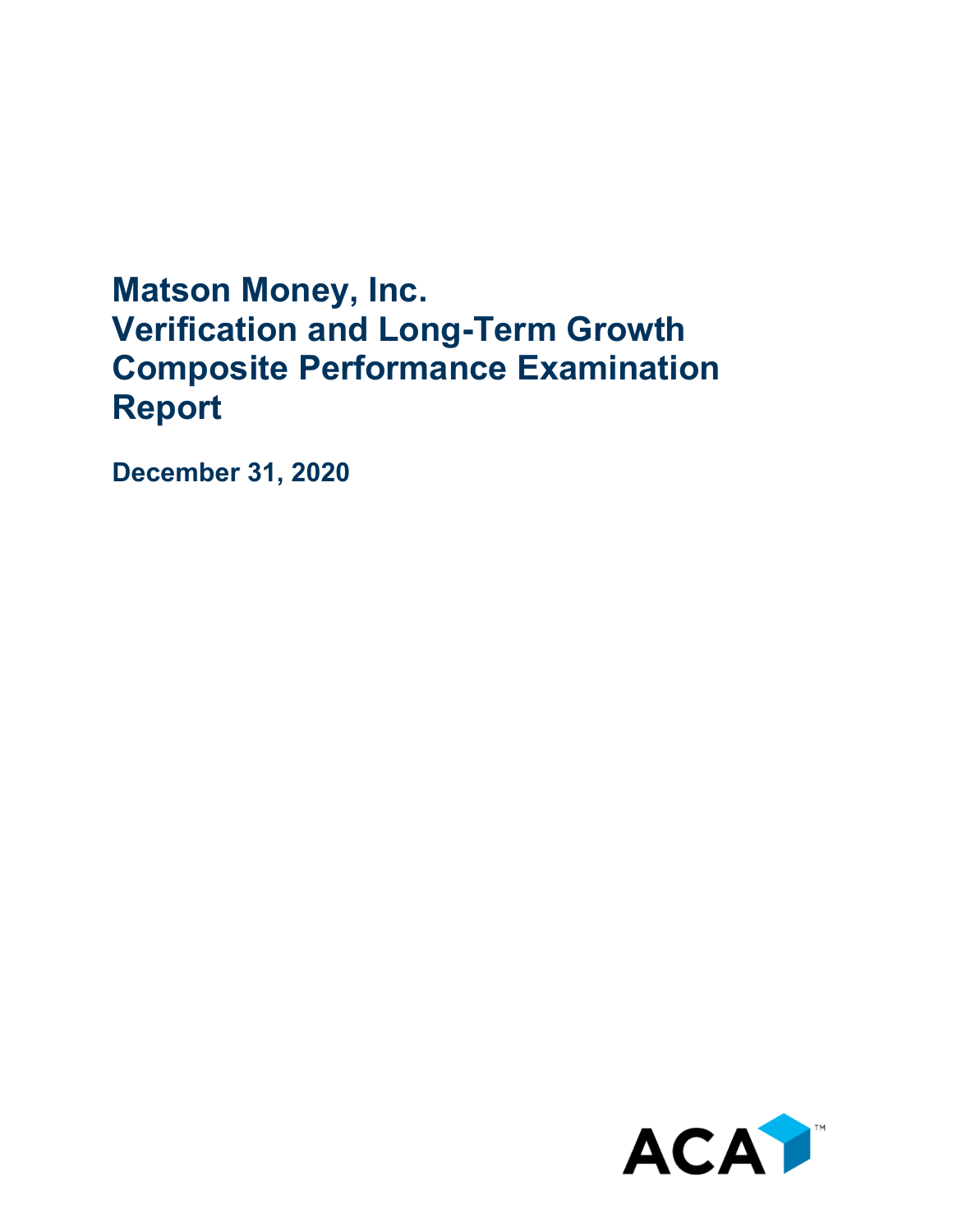# Matson Money, Inc.
# Verification and Long-Term Growth Composite Performance Examination Report

**December 31, 2020**

ACA™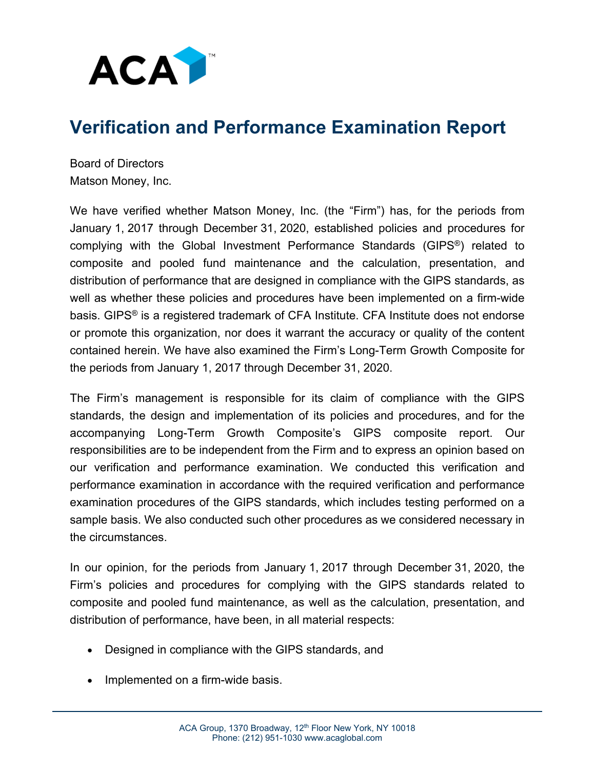# Verification and Performance Examination Report

Board of Directors
Matson Money, Inc.

We have verified whether Matson Money, Inc. (the "Firm") has, for the periods from January 1, 2017 through December 31, 2020, established policies and procedures for complying with the Global Investment Performance Standards (GIPS®) related to composite and pooled fund maintenance and the calculation, presentation, and distribution of performance that are designed in compliance with the GIPS standards, as well as whether these policies and procedures have been implemented on a firm-wide basis. GIPS® is a registered trademark of CFA Institute. CFA Institute does not endorse or promote this organization, nor does it warrant the accuracy or quality of the content contained herein. We have also examined the Firm's Long-Term Growth Composite for the periods from January 1, 2017 through December 31, 2020.

The Firm's management is responsible for its claim of compliance with the GIPS standards, the design and implementation of its policies and procedures, and for the accompanying Long-Term Growth Composite's GIPS composite report. Our responsibilities are to be independent from the Firm and to express an opinion based on our verification and performance examination. We conducted this verification and performance examination in accordance with the required verification and performance examination procedures of the GIPS standards, which includes testing performed on a sample basis. We also conducted such other procedures as we considered necessary in the circumstances.

In our opinion, for the periods from January 1, 2017 through December 31, 2020, the Firm's policies and procedures for complying with the GIPS standards related to composite and pooled fund maintenance, as well as the calculation, presentation, and distribution of performance, have been, in all material respects:

- Designed in compliance with the GIPS standards, and
- Implemented on a firm-wide basis.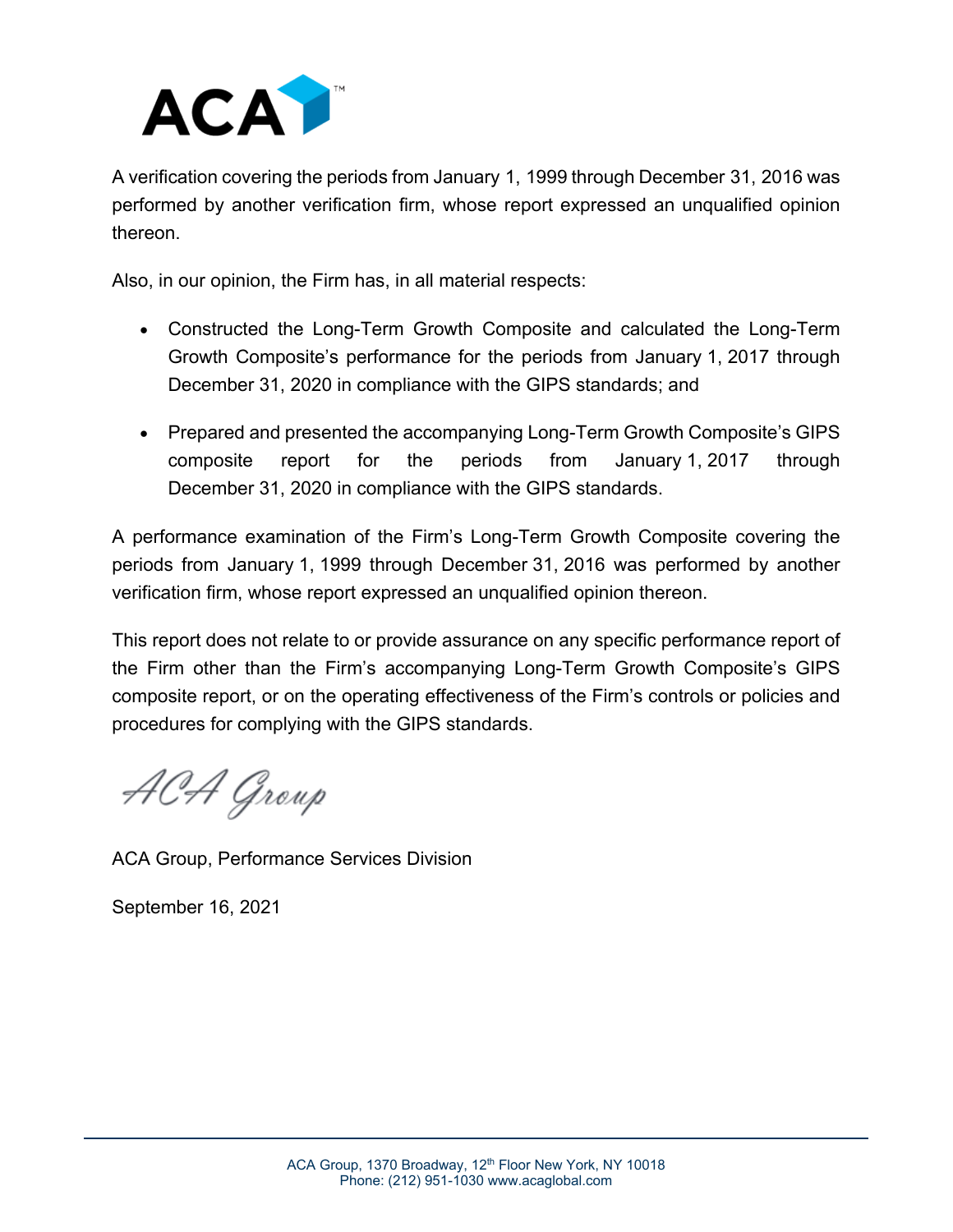A verification covering the periods from January 1, 1999 through December 31, 2016 was performed by another verification firm, whose report expressed an unqualified opinion thereon.

Also, in our opinion, the Firm has, in all material respects:

- Constructed the Long-Term Growth Composite and calculated the Long-Term Growth Composite's performance for the periods from January 1, 2017 through December 31, 2020 in compliance with the GIPS standards; and
- Prepared and presented the accompanying Long-Term Growth Composite's GIPS composite report for the periods from January 1, 2017 through December 31, 2020 in compliance with the GIPS standards.

A performance examination of the Firm's Long-Term Growth Composite covering the periods from January 1, 1999 through December 31, 2016 was performed by another verification firm, whose report expressed an unqualified opinion thereon.

This report does not relate to or provide assurance on any specific performance report of the Firm other than the Firm's accompanying Long-Term Growth Composite's GIPS composite report, or on the operating effectiveness of the Firm's controls or policies and procedures for complying with the GIPS standards.

ACA Group

ACA Group, Performance Services Division

September 16, 2021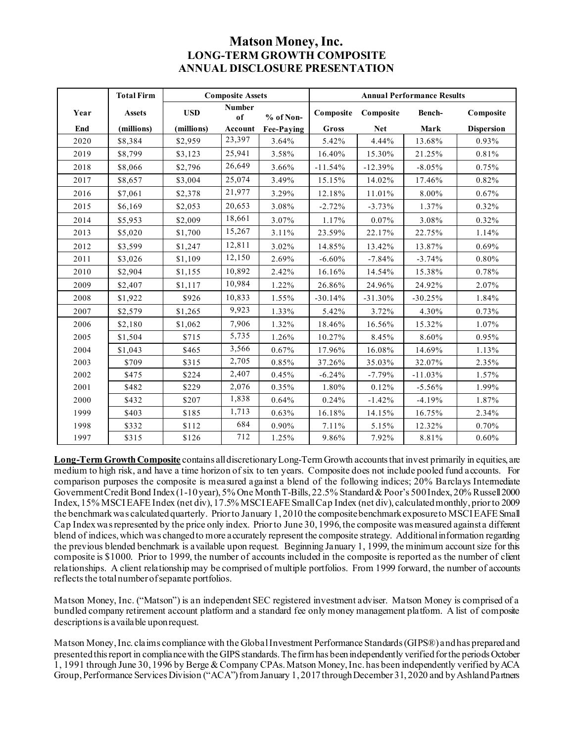# Matson Money, Inc.
## LONG-TERM GROWTH COMPOSITE
## ANNUAL DISCLOSURE PRESENTATION

| | Total Firm | Composite Assets | | | Annual Performance Results | | | |
|---|---|---|---|---|---|---|---|---|
| Year End | Assets (millions) | USD (millions) | Number of Account | % of Non-Fee-Paying | Composite Gross | Composite Net | Bench-Mark | Composite Dispersion |
| 2020 | $8,384 | $2,959 | 23,397 | 3.64% | 5.42% | 4.44% | 13.68% | 0.93% |
| 2019 | $8,799 | $3,123 | 25,941 | 3.58% | 16.40% | 15.30% | 21.25% | 0.81% |
| 2018 | $8,066 | $2,796 | 26,649 | 3.66% | -11.54% | -12.39% | -8.05% | 0.75% |
| 2017 | $8,657 | $3,004 | 25,074 | 3.49% | 15.15% | 14.02% | 17.46% | 0.82% |
| 2016 | $7,061 | $2,378 | 21,977 | 3.29% | 12.18% | 11.01% | 8.00% | 0.67% |
| 2015 | $6,169 | $2,053 | 20,653 | 3.08% | -2.72% | -3.73% | 1.37% | 0.32% |
| 2014 | $5,953 | $2,009 | 18,661 | 3.07% | 1.17% | 0.07% | 3.08% | 0.32% |
| 2013 | $5,020 | $1,700 | 15,267 | 3.11% | 23.59% | 22.17% | 22.75% | 1.14% |
| 2012 | $3,599 | $1,247 | 12,811 | 3.02% | 14.85% | 13.42% | 13.87% | 0.69% |
| 2011 | $3,026 | $1,109 | 12,150 | 2.69% | -6.60% | -7.84% | -3.74% | 0.80% |
| 2010 | $2,904 | $1,155 | 10,892 | 2.42% | 16.16% | 14.54% | 15.38% | 0.78% |
| 2009 | $2,407 | $1,117 | 10,984 | 1.22% | 26.86% | 24.96% | 24.92% | 2.07% |
| 2008 | $1,922 | $926 | 10,833 | 1.55% | -30.14% | -31.30% | -30.25% | 1.84% |
| 2007 | $2,579 | $1,265 | 9,923 | 1.33% | 5.42% | 3.72% | 4.30% | 0.73% |
| 2006 | $2,180 | $1,062 | 7,906 | 1.32% | 18.46% | 16.56% | 15.32% | 1.07% |
| 2005 | $1,504 | $715 | 5,735 | 1.26% | 10.27% | 8.45% | 8.60% | 0.95% |
| 2004 | $1,043 | $465 | 3,566 | 0.67% | 17.96% | 16.08% | 14.69% | 1.13% |
| 2003 | $709 | $315 | 2,705 | 0.85% | 37.26% | 35.03% | 32.07% | 2.35% |
| 2002 | $475 | $224 | 2,407 | 0.45% | -6.24% | -7.79% | -11.03% | 1.57% |
| 2001 | $482 | $229 | 2,076 | 0.35% | 1.80% | 0.12% | -5.56% | 1.99% |
| 2000 | $432 | $207 | 1,838 | 0.64% | 0.24% | -1.42% | -4.19% | 1.87% |
| 1999 | $403 | $185 | 1,713 | 0.63% | 16.18% | 14.15% | 16.75% | 2.34% |
| 1998 | $332 | $112 | 684 | 0.90% | 7.11% | 5.15% | 12.32% | 0.70% |
| 1997 | $315 | $126 | 712 | 1.25% | 9.86% | 7.92% | 8.81% | 0.60% |

**Long-Term Growth Composite** contains all discretionary Long-Term Growth accounts that invest primarily in equities, are medium to high risk, and have a time horizon of six to ten years. Composite does not include pooled fund accounts. For comparison purposes the composite is measured against a blend of the following indices; 20% Barclays Intermediate Government Credit Bond Index (1-10 year), 5% One Month T-Bills, 22.5% Standard & Poor's 500 Index, 20% Russell 2000 Index, 15% MSCI EAFE Index (net div), 17.5% MSCI EAFE Small Cap Index (net div), calculated monthly, prior to 2009 the benchmark was calculated quarterly. Prior to January 1, 2010 the composite benchmark exposure to MSCI EAFE Small Cap Index was represented by the price only index. Prior to June 30, 1996, the composite was measured against a different blend of indices, which was changed to more accurately represent the composite strategy. Additional information regarding the previous blended benchmark is available upon request. Beginning January 1, 1999, the minimum account size for this composite is $1000. Prior to 1999, the number of accounts included in the composite is reported as the number of client relationships. A client relationship may be comprised of multiple portfolios. From 1999 forward, the number of accounts reflects the total number of separate portfolios.

Matson Money, Inc. ("Matson") is an independent SEC registered investment adviser. Matson Money is comprised of a bundled company retirement account platform and a standard fee only money management platform. A list of composite descriptions is available upon request.

Matson Money, Inc. claims compliance with the Global Investment Performance Standards (GIPS®) and has prepared and presented this report in compliance with the GIPS standards. The firm has been independently verified for the periods October 1, 1991 through June 30, 1996 by Berge & Company CPAs. Matson Money, Inc. has been independently verified by ACA Group, Performance Services Division ("ACA") from January 1, 2017 through December 31, 2020 and by Ashland Partners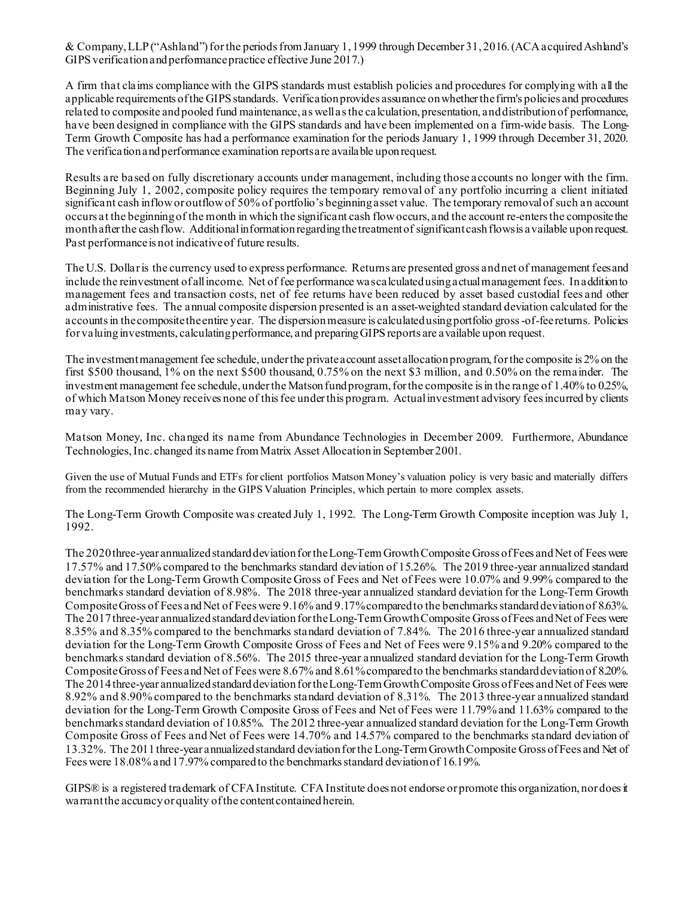& Company, LLP ("Ashland") for the periods from January 1, 1999 through December 31, 2016. (ACA acquired Ashland's GIPS verification and performance practice effective June 2017.)

A firm that claims compliance with the GIPS standards must establish policies and procedures for complying with all the applicable requirements of the GIPS standards. Verification provides assurance on whether the firm's policies and procedures related to composite and pooled fund maintenance, as well as the calculation, presentation, and distribution of performance, have been designed in compliance with the GIPS standards and have been implemented on a firm-wide basis. The Long-Term Growth Composite has had a performance examination for the periods January 1, 1999 through December 31, 2020. The verification and performance examination reports are available upon request.

Results are based on fully discretionary accounts under management, including those accounts no longer with the firm. Beginning July 1, 2002, composite policy requires the temporary removal of any portfolio incurring a client initiated significant cash inflow or outflow of 50% of portfolio's beginning asset value. The temporary removal of such an account occurs at the beginning of the month in which the significant cash flow occurs, and the account re-enters the composite the month after the cash flow. Additional information regarding the treatment of significant cash flows is available upon request. Past performance is not indicative of future results.

The U.S. Dollar is the currency used to express performance. Returns are presented gross and net of management fees and include the reinvestment of all income. Net of fee performance was calculated using actual management fees. In addition to management fees and transaction costs, net of fee returns have been reduced by asset based custodial fees and other administrative fees. The annual composite dispersion presented is an asset-weighted standard deviation calculated for the accounts in the composite the entire year. The dispersion measure is calculated using portfolio gross-of-fee returns. Policies for valuing investments, calculating performance, and preparing GIPS reports are available upon request.

The investment management fee schedule, under the private account asset allocation program, for the composite is 2% on the first $500 thousand, 1% on the next $500 thousand, 0.75% on the next $3 million, and 0.50% on the remainder. The investment management fee schedule, under the Matson fund program, for the composite is in the range of 1.40% to 0.25%, of which Matson Money receives none of this fee under this program. Actual investment advisory fees incurred by clients may vary.

Matson Money, Inc. changed its name from Abundance Technologies in December 2009. Furthermore, Abundance Technologies, Inc. changed its name from Matrix Asset Allocation in September 2001.

Given the use of Mutual Funds and ETFs for client portfolios Matson Money's valuation policy is very basic and materially differs from the recommended hierarchy in the GIPS Valuation Principles, which pertain to more complex assets.

The Long-Term Growth Composite was created July 1, 1992. The Long-Term Growth Composite inception was July 1, 1992.

The 2020 three-year annualized standard deviation for the Long-Term Growth Composite Gross of Fees and Net of Fees were 17.57% and 17.50% compared to the benchmarks standard deviation of 15.26%. The 2019 three-year annualized standard deviation for the Long-Term Growth Composite Gross of Fees and Net of Fees were 10.07% and 9.99% compared to the benchmarks standard deviation of 8.98%. The 2018 three-year annualized standard deviation for the Long-Term Growth Composite Gross of Fees and Net of Fees were 9.16% and 9.17% compared to the benchmarks standard deviation of 8.63%. The 2017 three-year annualized standard deviation for the Long-Term Growth Composite Gross of Fees and Net of Fees were 8.35% and 8.35% compared to the benchmarks standard deviation of 7.84%. The 2016 three-year annualized standard deviation for the Long-Term Growth Composite Gross of Fees and Net of Fees were 9.15% and 9.20% compared to the benchmarks standard deviation of 8.56%. The 2015 three-year annualized standard deviation for the Long-Term Growth Composite Gross of Fees and Net of Fees were 8.67% and 8.61% compared to the benchmarks standard deviation of 8.20%. The 2014 three-year annualized standard deviation for the Long-Term Growth Composite Gross of Fees and Net of Fees were 8.92% and 8.90% compared to the benchmarks standard deviation of 8.31%. The 2013 three-year annualized standard deviation for the Long-Term Growth Composite Gross of Fees and Net of Fees were 11.79% and 11.63% compared to the benchmarks standard deviation of 10.85%. The 2012 three-year annualized standard deviation for the Long-Term Growth Composite Gross of Fees and Net of Fees were 14.70% and 14.57% compared to the benchmarks standard deviation of 13.32%. The 2011 three-year annualized standard deviation for the Long-Term Growth Composite Gross of Fees and Net of Fees were 18.08% and 17.97% compared to the benchmarks standard deviation of 16.19%.

GIPS® is a registered trademark of CFA Institute. CFA Institute does not endorse or promote this organization, nor does it warrant the accuracy or quality of the content contained herein.